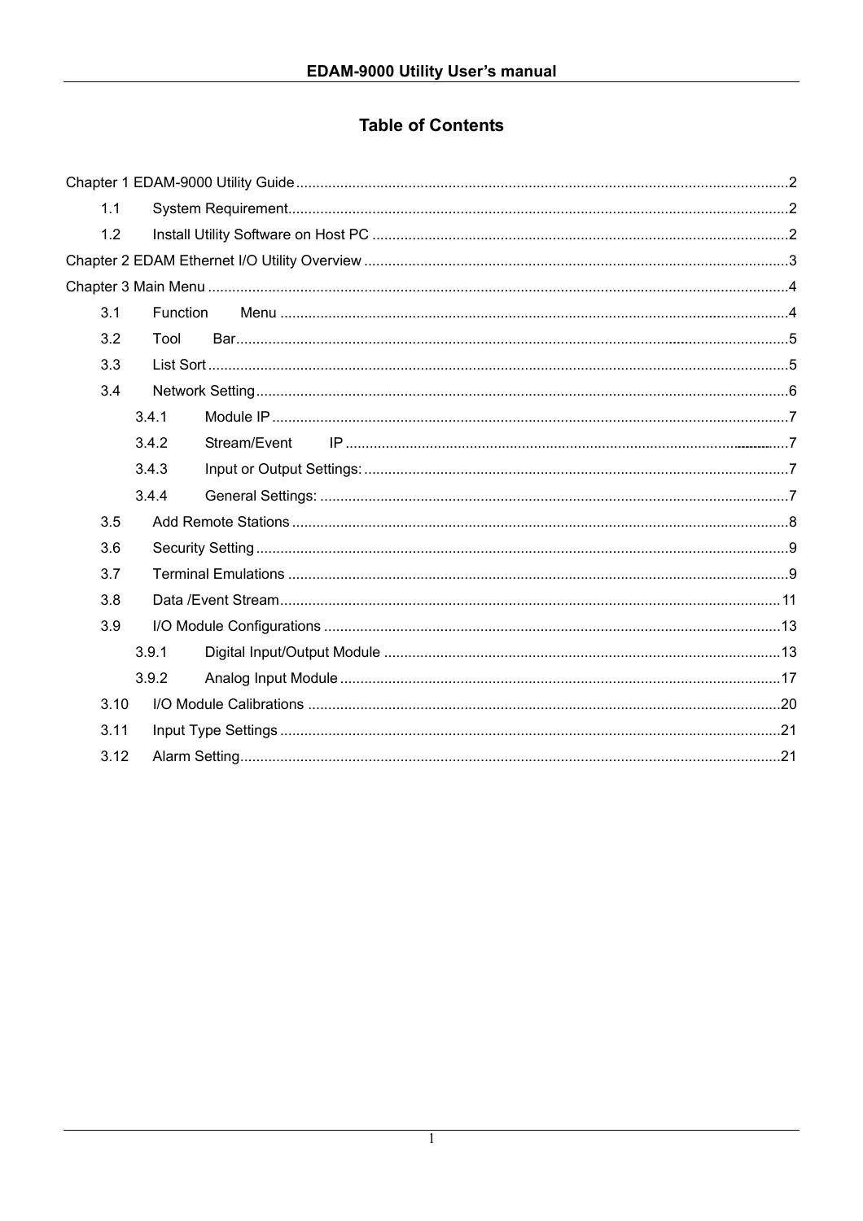# Table of Contents

Chapter 1 EDAM-9000 Utility Guide .....2

- 1.1 System Requirement .....2
- 1.2 Install Utility Software on Host PC .....2

Chapter 2 EDAM Ethernet I/O Utility Overview .....3

Chapter 3 Main Menu .....4

- 3.1 Function Menu .....4
- 3.2 Tool Bar .....5
- 3.3 List Sort .....5
- 3.4 Network Setting .....6
  - 3.4.1 Module IP .....7
  - 3.4.2 Stream/Event IP .....7
  - 3.4.3 Input or Output Settings: .....7
  - 3.4.4 General Settings: .....7
- 3.5 Add Remote Stations .....8
- 3.6 Security Setting .....9
- 3.7 Terminal Emulations .....9
- 3.8 Data /Event Stream .....11
- 3.9 I/O Module Configurations .....13
  - 3.9.1 Digital Input/Output Module .....13
  - 3.9.2 Analog Input Module .....17
- 3.10 I/O Module Calibrations .....20
- 3.11 Input Type Settings .....21
- 3.12 Alarm Setting .....21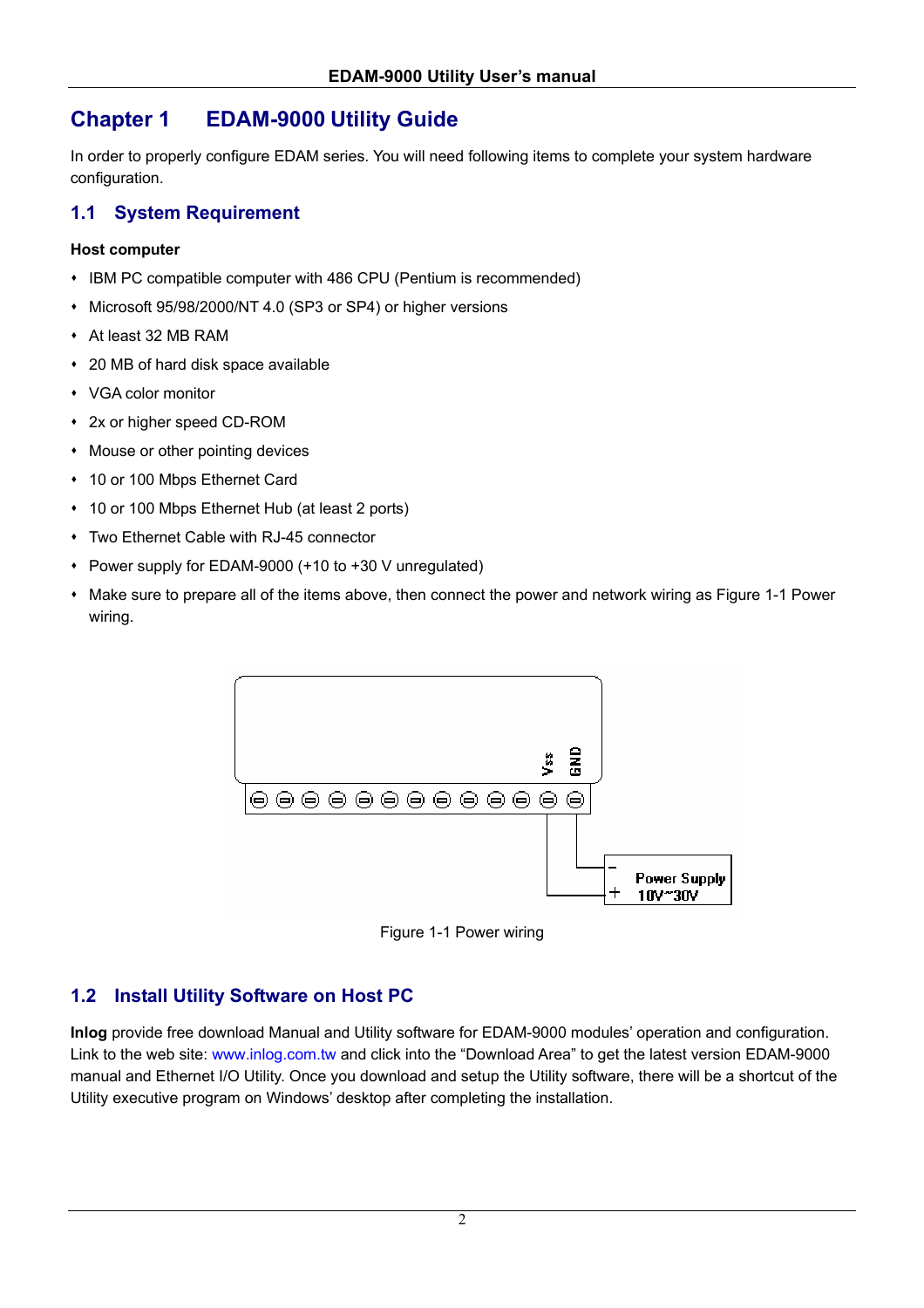# Chapter 1 EDAM-9000 Utility Guide

In order to properly configure EDAM series. You will need following items to complete your system hardware configuration.

## 1.1 System Requirement

**Host computer**

- IBM PC compatible computer with 486 CPU (Pentium is recommended)
- Microsoft 95/98/2000/NT 4.0 (SP3 or SP4) or higher versions
- At least 32 MB RAM
- 20 MB of hard disk space available
- VGA color monitor
- 2x or higher speed CD-ROM
- Mouse or other pointing devices
- 10 or 100 Mbps Ethernet Card
- 10 or 100 Mbps Ethernet Hub (at least 2 ports)
- Two Ethernet Cable with RJ-45 connector
- Power supply for EDAM-9000 (+10 to +30 V unregulated)
- Make sure to prepare all of the items above, then connect the power and network wiring as Figure 1-1 Power wiring.

Vss GND

Power Supply 10V~30V

Figure 1-1 Power wiring

## 1.2 Install Utility Software on Host PC

**Inlog** provide free download Manual and Utility software for EDAM-9000 modules' operation and configuration. Link to the web site: www.inlog.com.tw and click into the "Download Area" to get the latest version EDAM-9000 manual and Ethernet I/O Utility. Once you download and setup the Utility software, there will be a shortcut of the Utility executive program on Windows' desktop after completing the installation.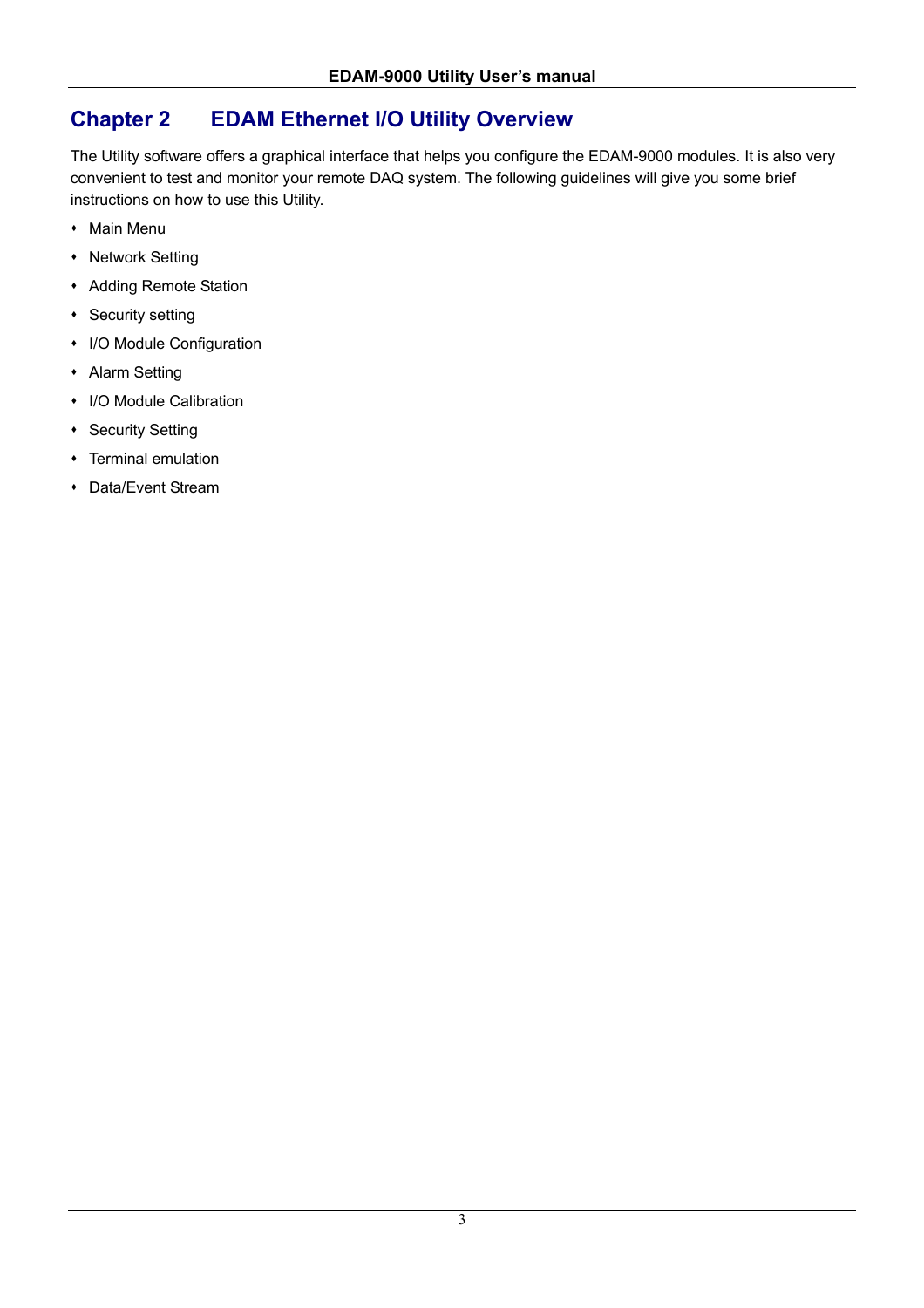# Chapter 2 EDAM Ethernet I/O Utility Overview

The Utility software offers a graphical interface that helps you configure the EDAM-9000 modules. It is also very convenient to test and monitor your remote DAQ system. The following guidelines will give you some brief instructions on how to use this Utility.

- Main Menu
- Network Setting
- Adding Remote Station
- Security setting
- I/O Module Configuration
- Alarm Setting
- I/O Module Calibration
- Security Setting
- Terminal emulation
- Data/Event Stream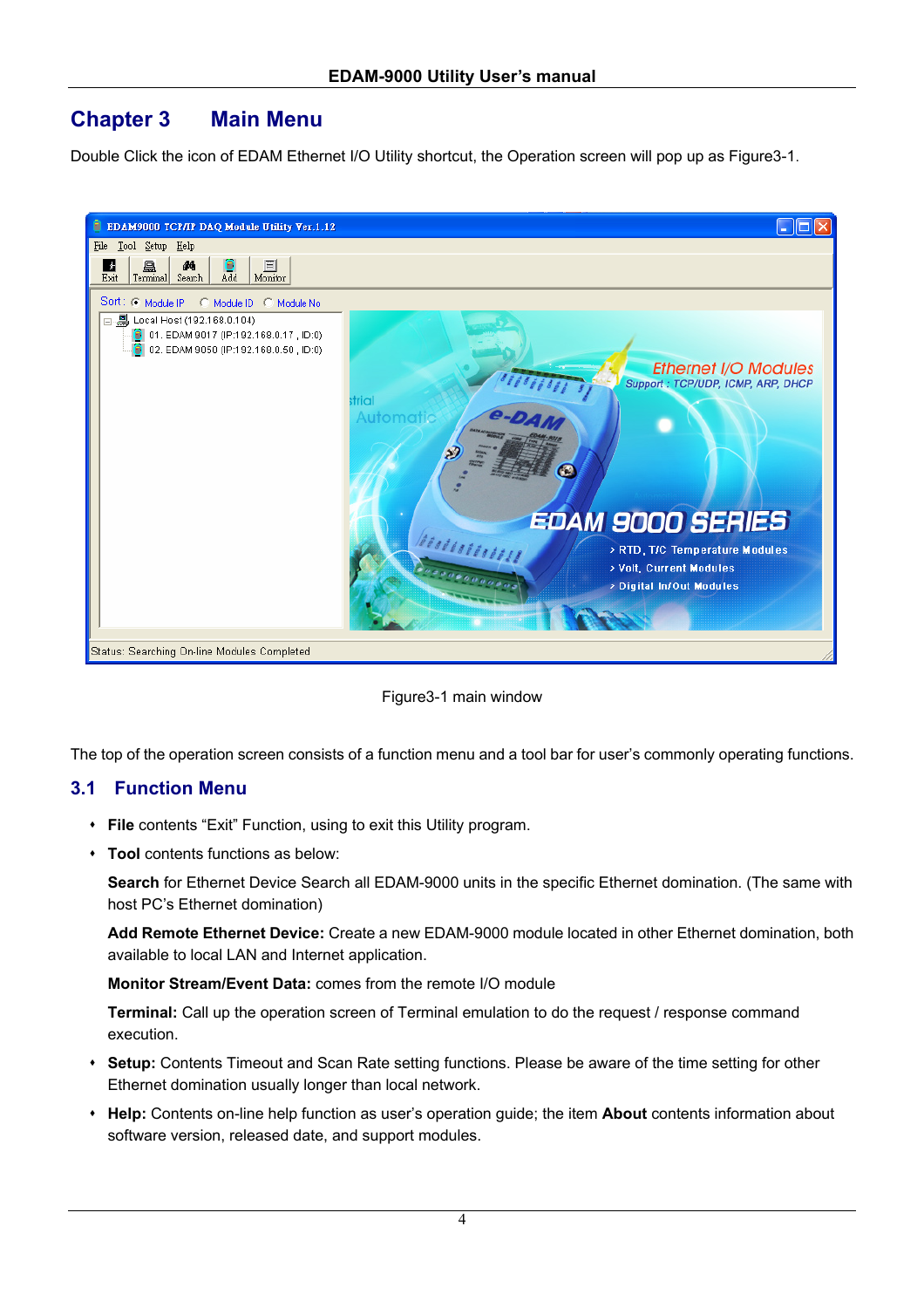# Chapter 3 Main Menu

Double Click the icon of EDAM Ethernet I/O Utility shortcut, the Operation screen will pop up as Figure3-1.

Figure3-1 main window

The top of the operation screen consists of a function menu and a tool bar for user's commonly operating functions.

## 3.1 Function Menu

- **File** contents "Exit" Function, using to exit this Utility program.
- **Tool** contents functions as below:

  **Search** for Ethernet Device Search all EDAM-9000 units in the specific Ethernet domination. (The same with host PC's Ethernet domination)

  **Add Remote Ethernet Device:** Create a new EDAM-9000 module located in other Ethernet domination, both available to local LAN and Internet application.

  **Monitor Stream/Event Data:** comes from the remote I/O module

  **Terminal:** Call up the operation screen of Terminal emulation to do the request / response command execution.

- **Setup:** Contents Timeout and Scan Rate setting functions. Please be aware of the time setting for other Ethernet domination usually longer than local network.
- **Help:** Contents on-line help function as user's operation guide; the item **About** contents information about software version, released date, and support modules.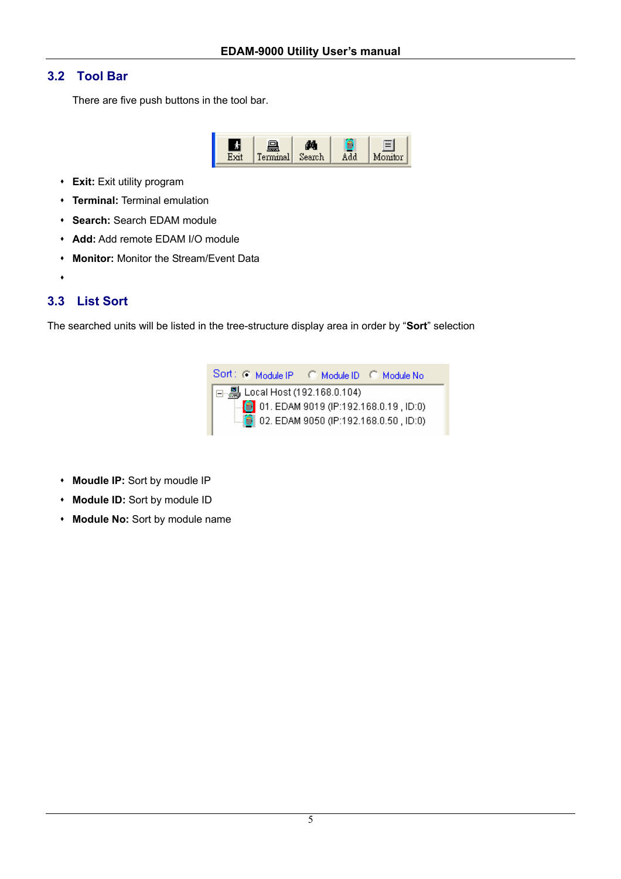## 3.2 Tool Bar

There are five push buttons in the tool bar.

- **Exit:** Exit utility program
- **Terminal:** Terminal emulation
- **Search:** Search EDAM module
- **Add:** Add remote EDAM I/O module
- **Monitor:** Monitor the Stream/Event Data
- 

## 3.3 List Sort

The searched units will be listed in the tree-structure display area in order by "**Sort**" selection

- **Moudle IP:** Sort by moudle IP
- **Module ID:** Sort by module ID
- **Module No:** Sort by module name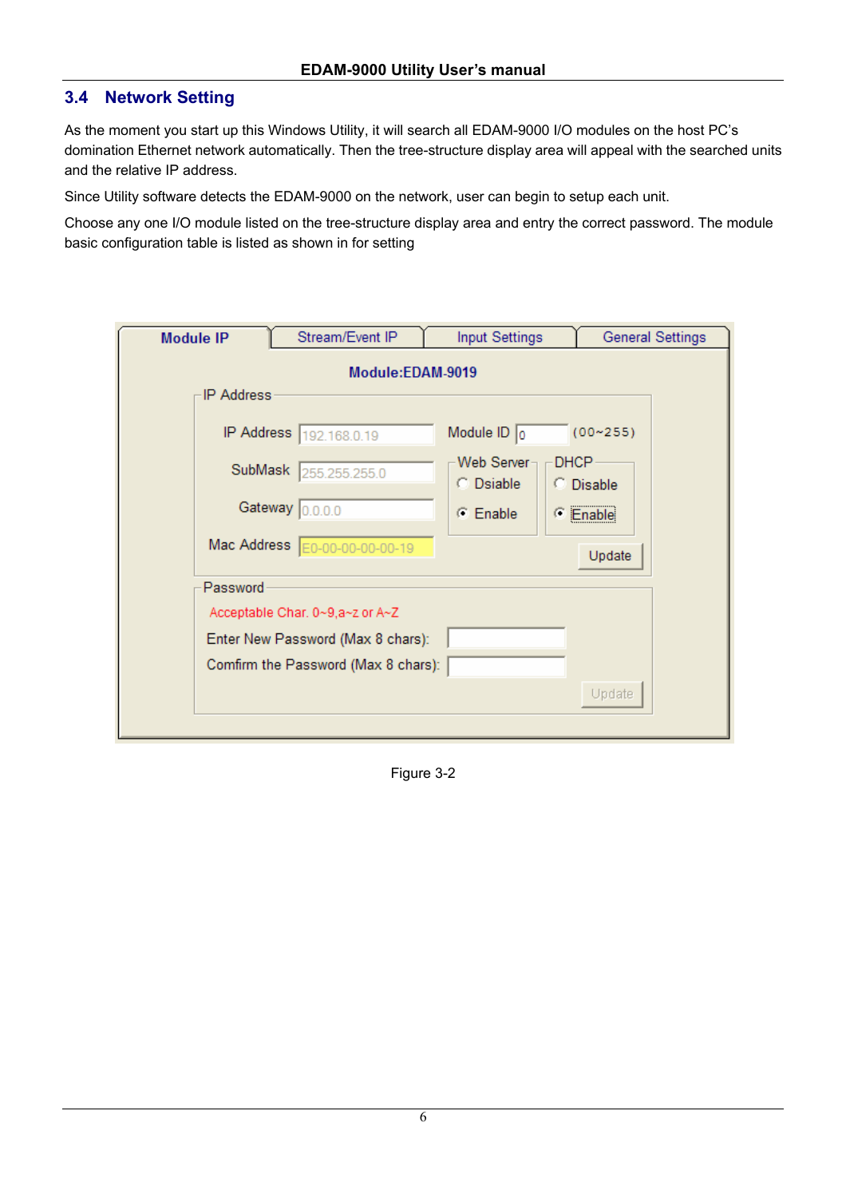## 3.4 Network Setting

As the moment you start up this Windows Utility, it will search all EDAM-9000 I/O modules on the host PC's domination Ethernet network automatically. Then the tree-structure display area will appeal with the searched units and the relative IP address.

Since Utility software detects the EDAM-9000 on the network, user can begin to setup each unit.

Choose any one I/O module listed on the tree-structure display area and entry the correct password. The module basic configuration table is listed as shown in for setting

Figure 3-2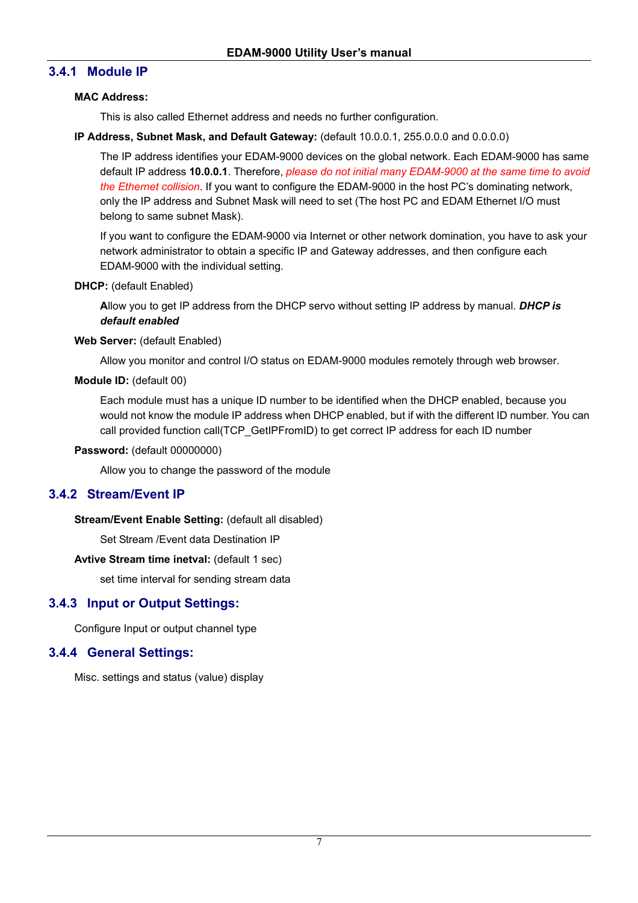### 3.4.1 Module IP

**MAC Address:**

This is also called Ethernet address and needs no further configuration.

**IP Address, Subnet Mask, and Default Gateway:** (default 10.0.0.1, 255.0.0.0 and 0.0.0.0)

The IP address identifies your EDAM-9000 devices on the global network. Each EDAM-9000 has same default IP address **10.0.0.1**. Therefore, *please do not initial many EDAM-9000 at the same time to avoid the Ethernet collision*. If you want to configure the EDAM-9000 in the host PC's dominating network, only the IP address and Subnet Mask will need to set (The host PC and EDAM Ethernet I/O must belong to same subnet Mask).

If you want to configure the EDAM-9000 via Internet or other network domination, you have to ask your network administrator to obtain a specific IP and Gateway addresses, and then configure each EDAM-9000 with the individual setting.

**DHCP:** (default Enabled)

**A**llow you to get IP address from the DHCP servo without setting IP address by manual. ***DHCP is default enabled***

**Web Server:** (default Enabled)

Allow you monitor and control I/O status on EDAM-9000 modules remotely through web browser.

**Module ID:** (default 00)

Each module must has a unique ID number to be identified when the DHCP enabled, because you would not know the module IP address when DHCP enabled, but if with the different ID number. You can call provided function call(TCP_GetIPFromID) to get correct IP address for each ID number

**Password:** (default 00000000)

Allow you to change the password of the module

### 3.4.2 Stream/Event IP

**Stream/Event Enable Setting:** (default all disabled)

Set Stream /Event data Destination IP

**Avtive Stream time inetval:** (default 1 sec)

set time interval for sending stream data

### 3.4.3 Input or Output Settings:

Configure Input or output channel type

### 3.4.4 General Settings:

Misc. settings and status (value) display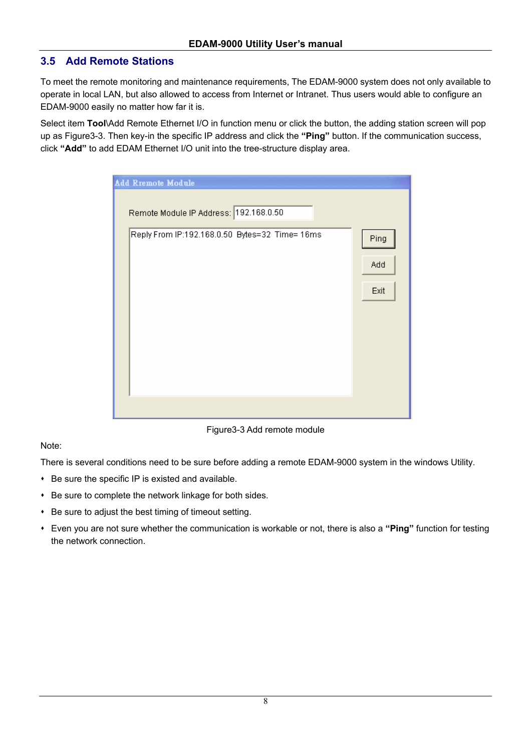## 3.5 Add Remote Stations

To meet the remote monitoring and maintenance requirements, The EDAM-9000 system does not only available to operate in local LAN, but also allowed to access from Internet or Intranet. Thus users would able to configure an EDAM-9000 easily no matter how far it is.

Select item **Tool**\Add Remote Ethernet I/O in function menu or click the button, the adding station screen will pop up as Figure3-3. Then key-in the specific IP address and click the **"Ping"** button. If the communication success, click **"Add"** to add EDAM Ethernet I/O unit into the tree-structure display area.

Figure3-3 Add remote module

Note:

There is several conditions need to be sure before adding a remote EDAM-9000 system in the windows Utility.

- Be sure the specific IP is existed and available.
- Be sure to complete the network linkage for both sides.
- Be sure to adjust the best timing of timeout setting.
- Even you are not sure whether the communication is workable or not, there is also a **"Ping"** function for testing the network connection.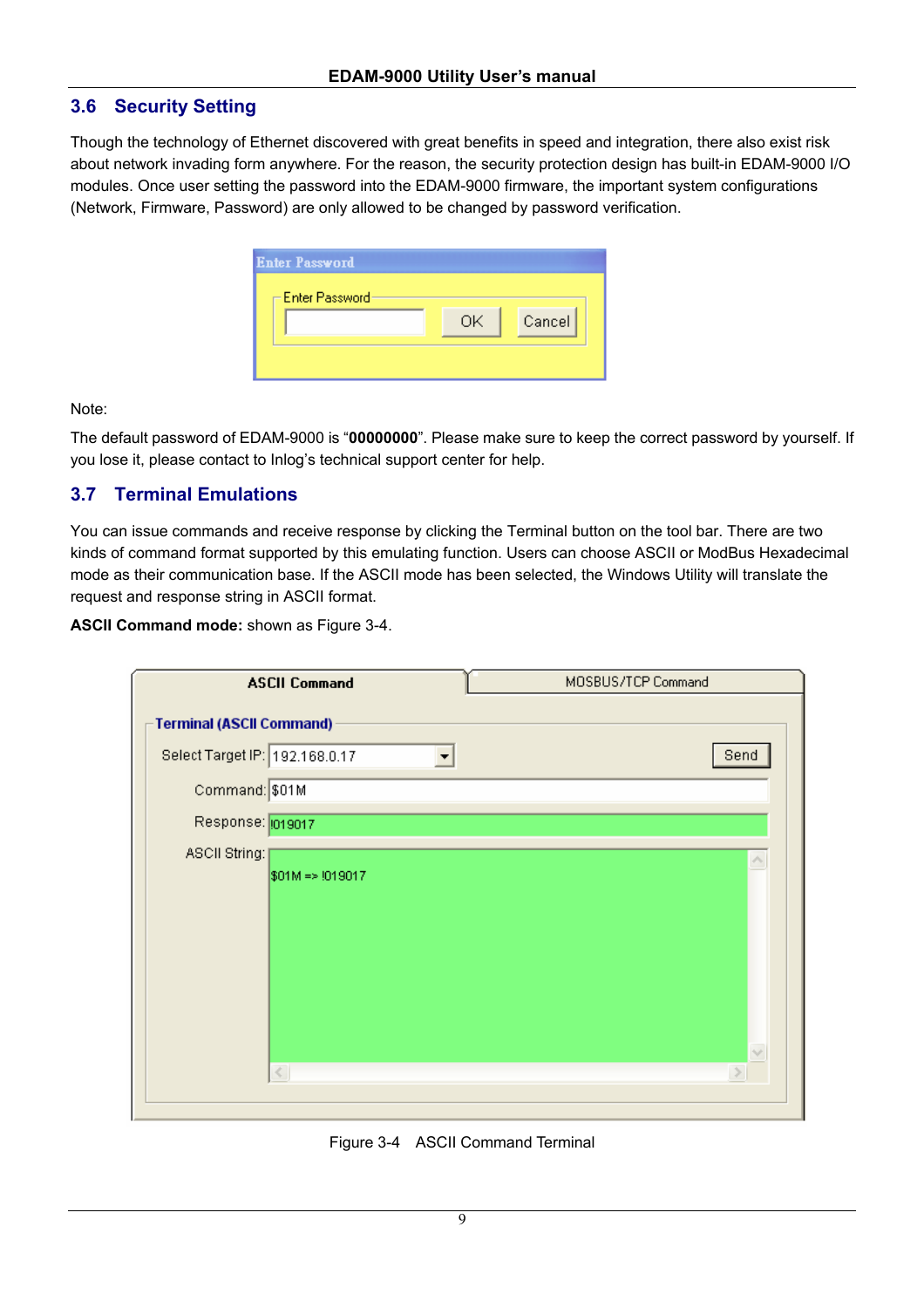## 3.6 Security Setting

Though the technology of Ethernet discovered with great benefits in speed and integration, there also exist risk about network invading form anywhere. For the reason, the security protection design has built-in EDAM-9000 I/O modules. Once user setting the password into the EDAM-9000 firmware, the important system configurations (Network, Firmware, Password) are only allowed to be changed by password verification.

Note:

The default password of EDAM-9000 is "**00000000**". Please make sure to keep the correct password by yourself. If you lose it, please contact to Inlog's technical support center for help.

## 3.7 Terminal Emulations

You can issue commands and receive response by clicking the Terminal button on the tool bar. There are two kinds of command format supported by this emulating function. Users can choose ASCII or ModBus Hexadecimal mode as their communication base. If the ASCII mode has been selected, the Windows Utility will translate the request and response string in ASCII format.

**ASCII Command mode:** shown as Figure 3-4.

Figure 3-4 ASCII Command Terminal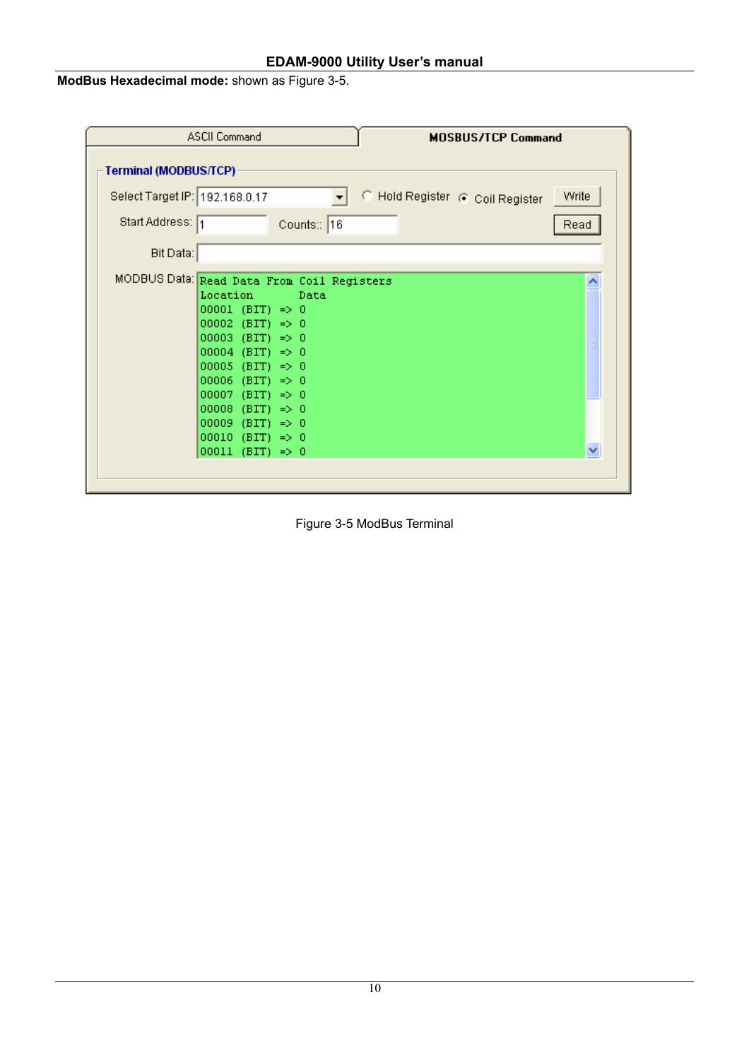**ModBus Hexadecimal mode:** shown as Figure 3-5.

Figure 3-5 ModBus Terminal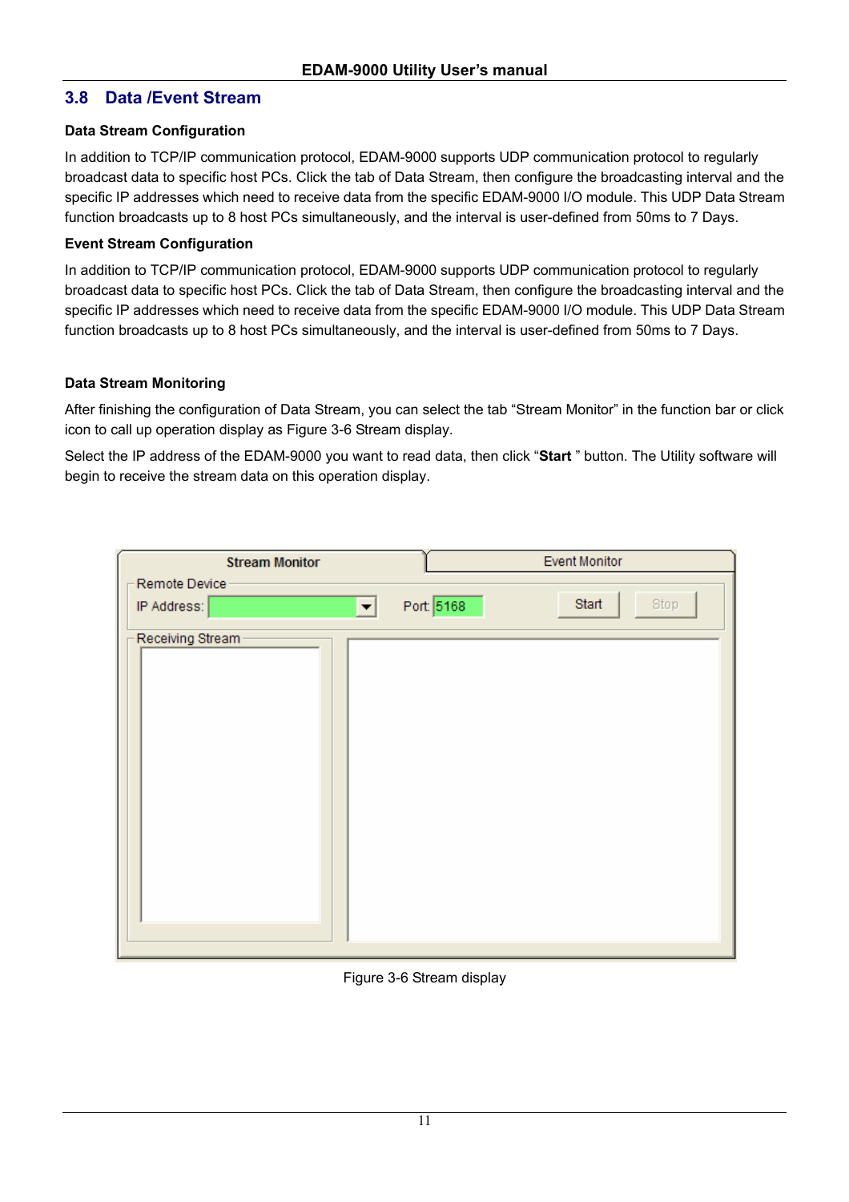## 3.8 Data /Event Stream

**Data Stream Configuration**

In addition to TCP/IP communication protocol, EDAM-9000 supports UDP communication protocol to regularly broadcast data to specific host PCs. Click the tab of Data Stream, then configure the broadcasting interval and the specific IP addresses which need to receive data from the specific EDAM-9000 I/O module. This UDP Data Stream function broadcasts up to 8 host PCs simultaneously, and the interval is user-defined from 50ms to 7 Days.

**Event Stream Configuration**

In addition to TCP/IP communication protocol, EDAM-9000 supports UDP communication protocol to regularly broadcast data to specific host PCs. Click the tab of Data Stream, then configure the broadcasting interval and the specific IP addresses which need to receive data from the specific EDAM-9000 I/O module. This UDP Data Stream function broadcasts up to 8 host PCs simultaneously, and the interval is user-defined from 50ms to 7 Days.

**Data Stream Monitoring**

After finishing the configuration of Data Stream, you can select the tab "Stream Monitor" in the function bar or click icon to call up operation display as Figure 3-6 Stream display.

Select the IP address of the EDAM-9000 you want to read data, then click "**Start** " button. The Utility software will begin to receive the stream data on this operation display.

Figure 3-6 Stream display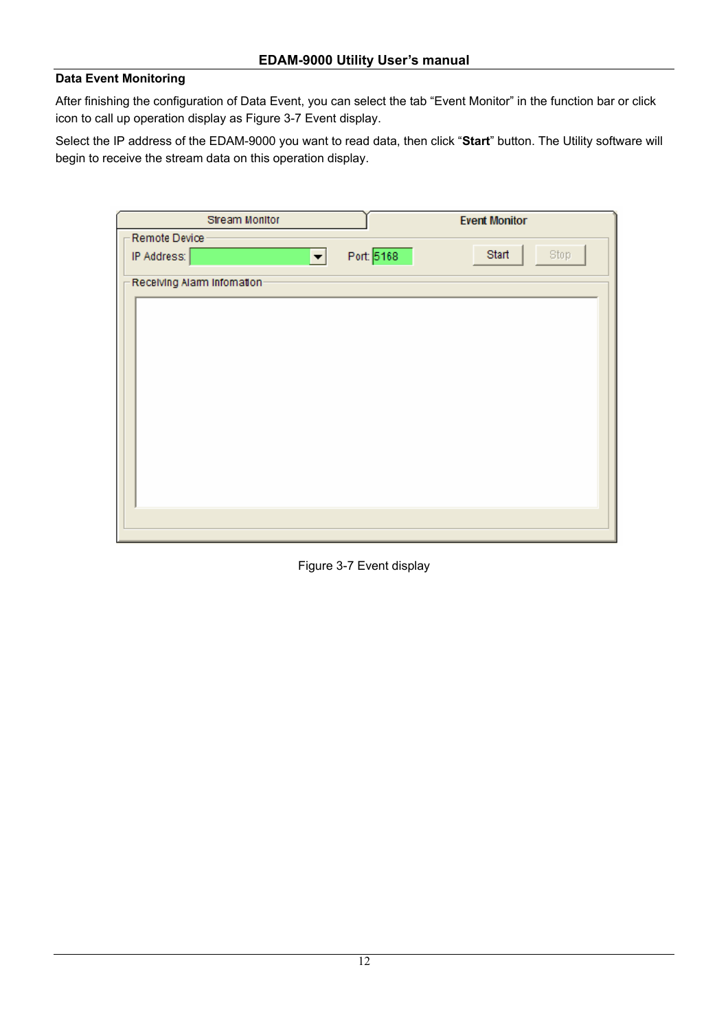## Data Event Monitoring

After finishing the configuration of Data Event, you can select the tab “Event Monitor” in the function bar or click icon to call up operation display as Figure 3-7 Event display.

Select the IP address of the EDAM-9000 you want to read data, then click “**Start**” button. The Utility software will begin to receive the stream data on this operation display.

Figure 3-7 Event display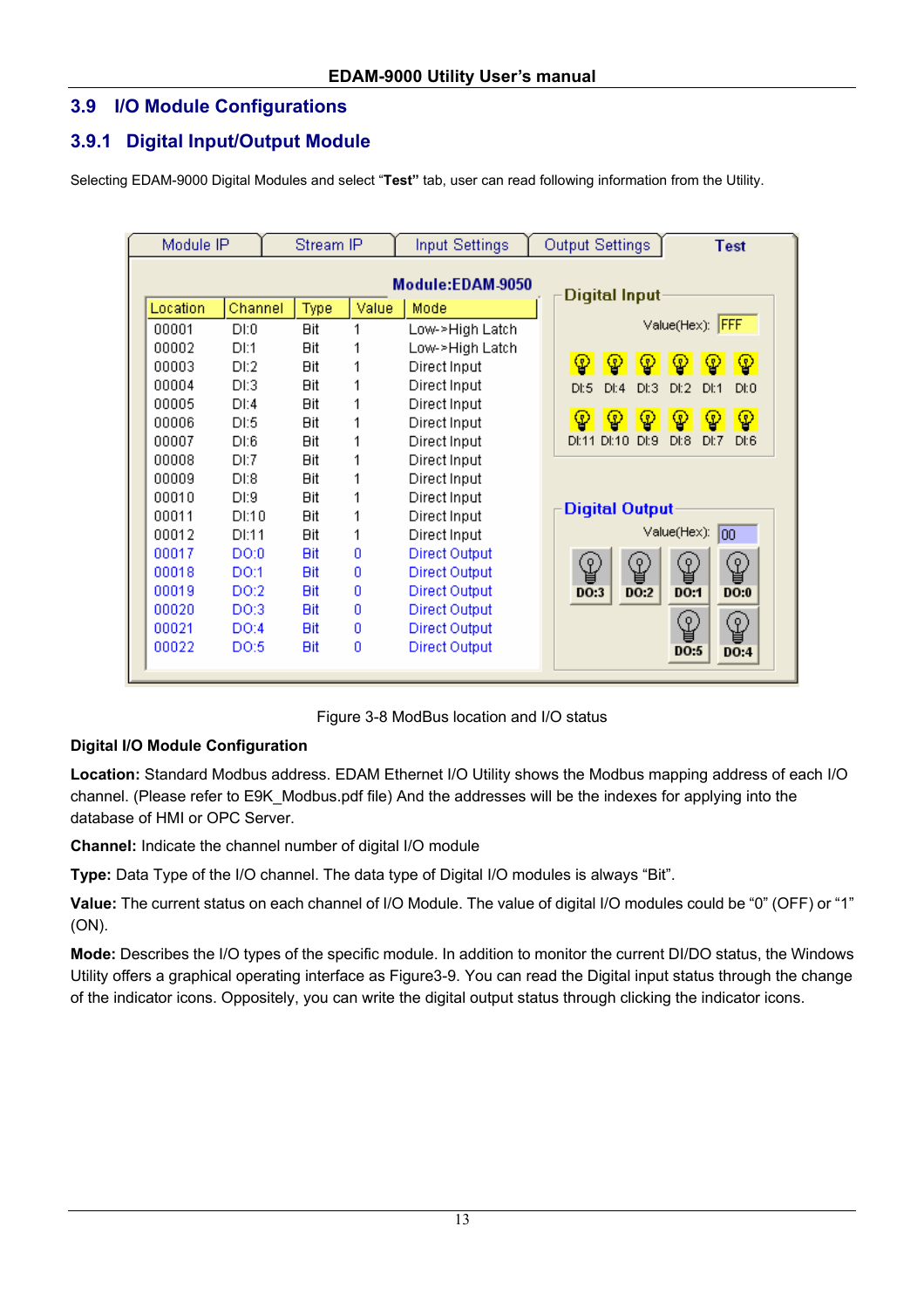## 3.9 I/O Module Configurations

### 3.9.1 Digital Input/Output Module

Selecting EDAM-9000 Digital Modules and select "**Test"** tab, user can read following information from the Utility.

| Location | Channel | Type | Value | Mode |
|---|---|---|---|---|
| 00001 | DI:0 | Bit | 1 | Low->High Latch |
| 00002 | DI:1 | Bit | 1 | Low->High Latch |
| 00003 | DI:2 | Bit | 1 | Direct Input |
| 00004 | DI:3 | Bit | 1 | Direct Input |
| 00005 | DI:4 | Bit | 1 | Direct Input |
| 00006 | DI:5 | Bit | 1 | Direct Input |
| 00007 | DI:6 | Bit | 1 | Direct Input |
| 00008 | DI:7 | Bit | 1 | Direct Input |
| 00009 | DI:8 | Bit | 1 | Direct Input |
| 00010 | DI:9 | Bit | 1 | Direct Input |
| 00011 | DI:10 | Bit | 1 | Direct Input |
| 00012 | DI:11 | Bit | 1 | Direct Input |
| 00017 | DO:0 | Bit | 0 | Direct Output |
| 00018 | DO:1 | Bit | 0 | Direct Output |
| 00019 | DO:2 | Bit | 0 | Direct Output |
| 00020 | DO:3 | Bit | 0 | Direct Output |
| 00021 | DO:4 | Bit | 0 | Direct Output |
| 00022 | DO:5 | Bit | 0 | Direct Output |

Figure 3-8 ModBus location and I/O status

**Digital I/O Module Configuration**

**Location:** Standard Modbus address. EDAM Ethernet I/O Utility shows the Modbus mapping address of each I/O channel. (Please refer to E9K_Modbus.pdf file) And the addresses will be the indexes for applying into the database of HMI or OPC Server.

**Channel:** Indicate the channel number of digital I/O module

**Type:** Data Type of the I/O channel. The data type of Digital I/O modules is always "Bit".

**Value:** The current status on each channel of I/O Module. The value of digital I/O modules could be "0" (OFF) or "1" (ON).

**Mode:** Describes the I/O types of the specific module. In addition to monitor the current DI/DO status, the Windows Utility offers a graphical operating interface as Figure3-9. You can read the Digital input status through the change of the indicator icons. Oppositely, you can write the digital output status through clicking the indicator icons.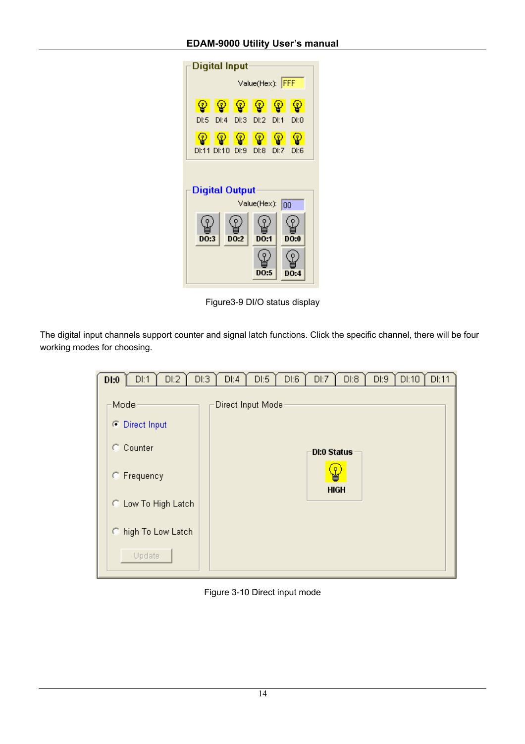Figure3-9 DI/O status display

The digital input channels support counter and signal latch functions. Click the specific channel, there will be four working modes for choosing.

Figure 3-10 Direct input mode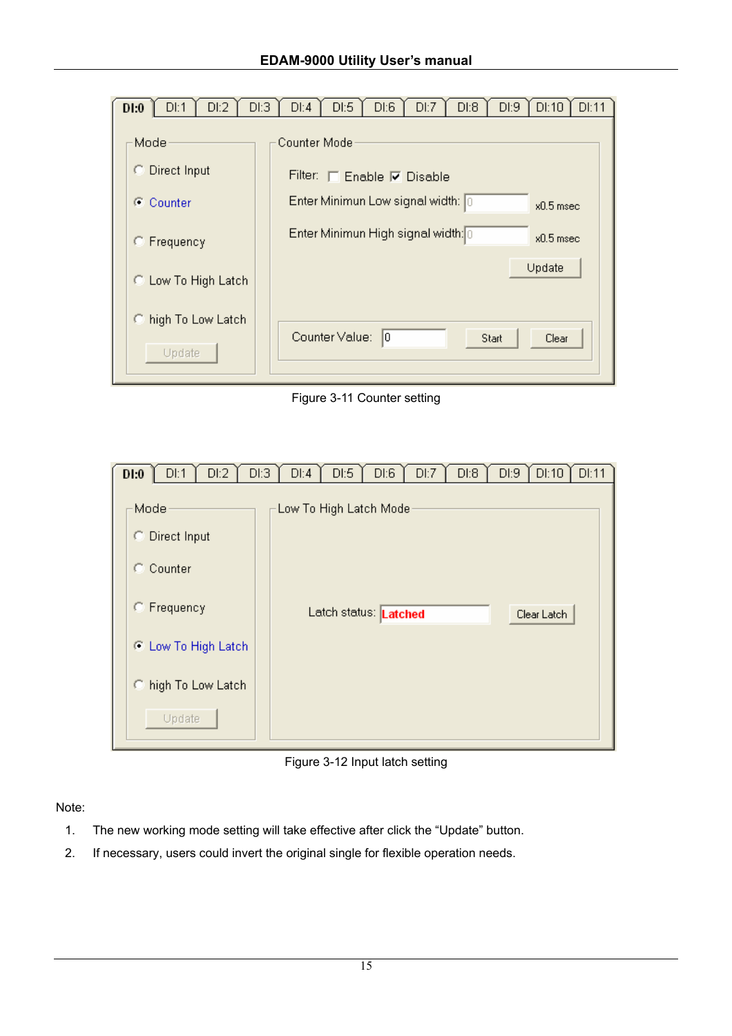Figure 3-11 Counter setting

Figure 3-12 Input latch setting

Note:

1. The new working mode setting will take effective after click the “Update” button.
2. If necessary, users could invert the original single for flexible operation needs.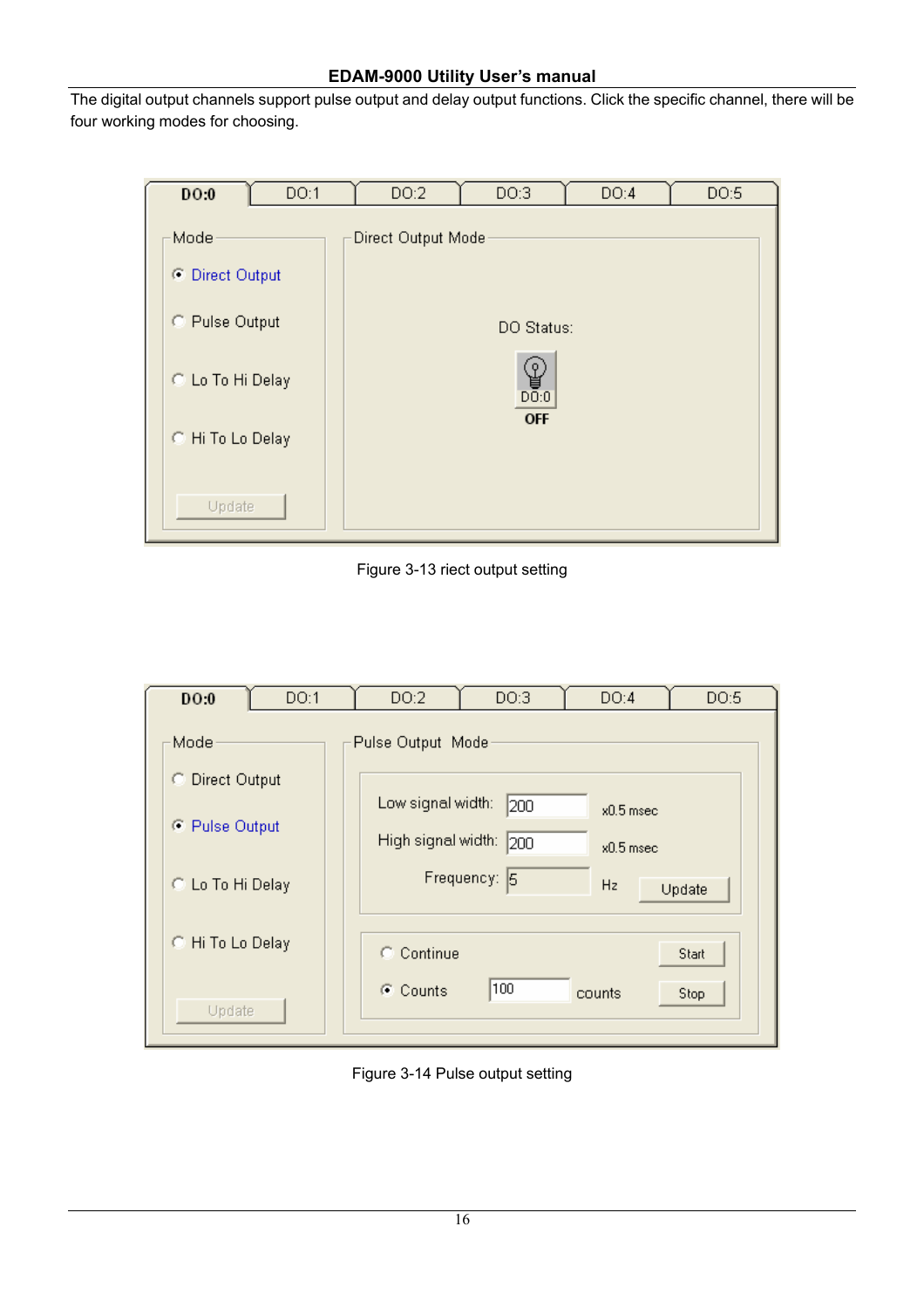The digital output channels support pulse output and delay output functions. Click the specific channel, there will be four working modes for choosing.

Figure 3-13 riect output setting

Figure 3-14 Pulse output setting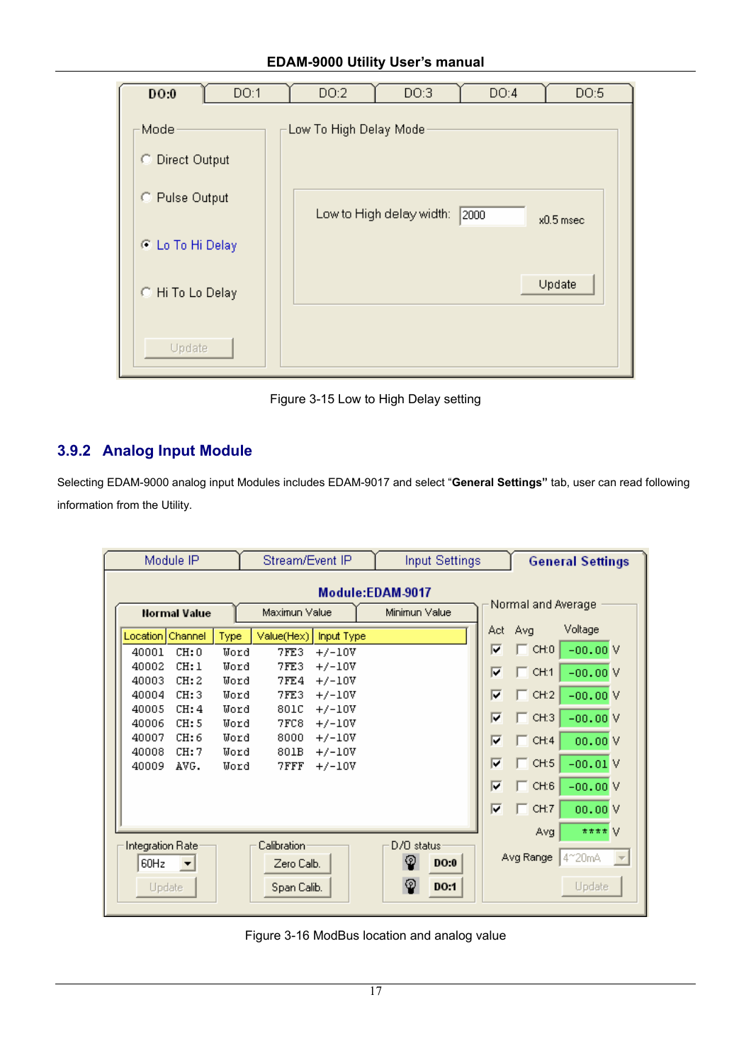| DO:0 | DO:1 | DO:2 | DO:3 | DO:4 | DO:5 |
|---|---|---|---|---|---|

Mode

- Direct Output
- Pulse Output
- Lo To Hi Delay
- Hi To Lo Delay

Update

Low To High Delay Mode

Low to High delay width: 2000 x0.5 msec

Update

Figure 3-15 Low to High Delay setting

## 3.9.2 Analog Input Module

Selecting EDAM-9000 analog input Modules includes EDAM-9017 and select "**General Settings"** tab, user can read following information from the Utility.

| Module IP | Stream/Event IP | Input Settings | General Settings |
|---|---|---|---|

**Module:EDAM-9017**

| Normal Value | Maximun Value | Minimun Value |
|---|---|---|

| Location | Channel | Type | Value(Hex) | Input Type |
|---|---|---|---|---|
| 40001 | CH:0 | Word | 7FE3 | +/-10V |
| 40002 | CH:1 | Word | 7FE3 | +/-10V |
| 40003 | CH:2 | Word | 7FE4 | +/-10V |
| 40004 | CH:3 | Word | 7FE3 | +/-10V |
| 40005 | CH:4 | Word | 801C | +/-10V |
| 40006 | CH:5 | Word | 7FC8 | +/-10V |
| 40007 | CH:6 | Word | 8000 | +/-10V |
| 40008 | CH:7 | Word | 801B | +/-10V |
| 40009 | AVG. | Word | 7FFF | +/-10V |

Normal and Average

| Act | Avg | | Voltage |
|---|---|---|---|
| ☑ | ☐ | CH:0 | -00.00 V |
| ☑ | ☐ | CH:1 | -00.00 V |
| ☑ | ☐ | CH:2 | -00.00 V |
| ☑ | ☐ | CH:3 | -00.00 V |
| ☑ | ☐ | CH:4 | 00.00 V |
| ☑ | ☐ | CH:5 | -00.01 V |
| ☑ | ☐ | CH:6 | -00.00 V |
| ☑ | ☐ | CH:7 | 00.00 V |
| | | Avg | **** V |

Avg Range 4~20mA

Update

Integration Rate: 60Hz — Update

Calibration: Zero Calb. — Span Calb.

D/O status: DO:0 — DO:1

Figure 3-16 ModBus location and analog value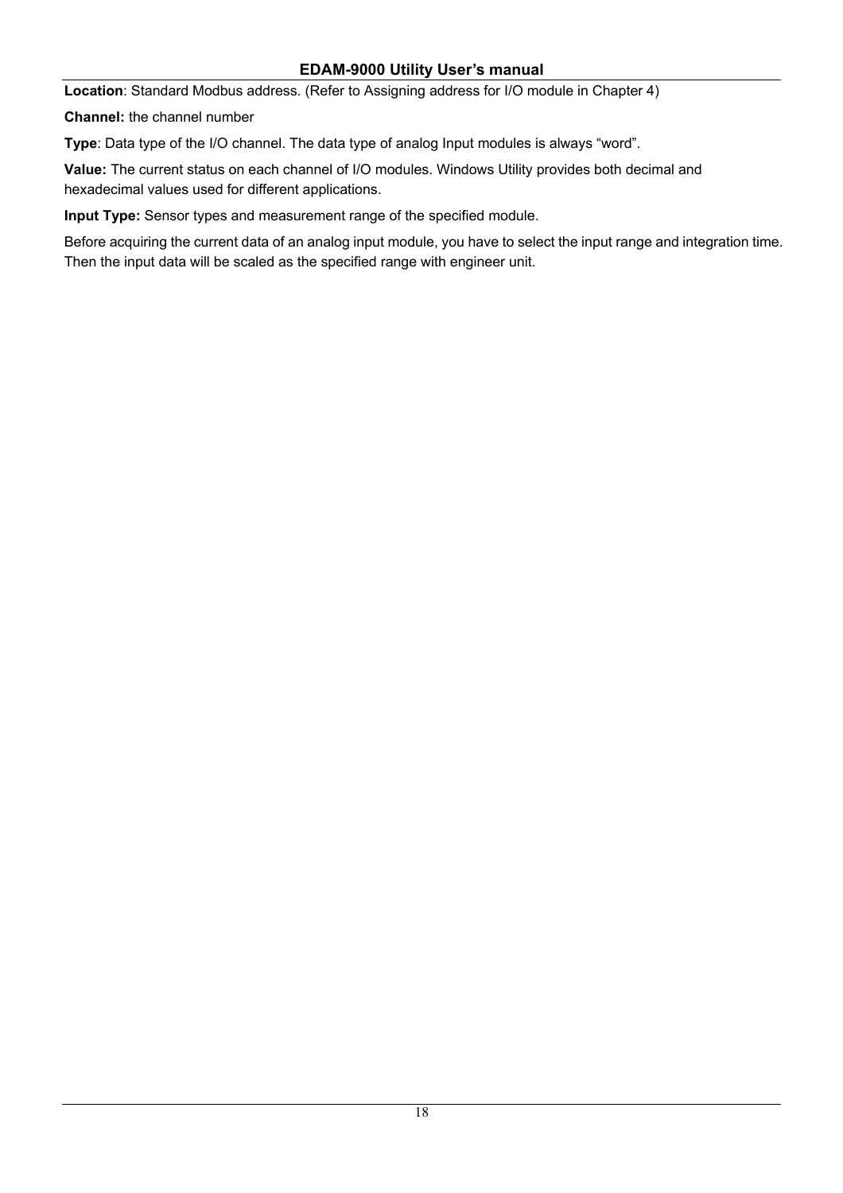**Location**: Standard Modbus address. (Refer to Assigning address for I/O module in Chapter 4)

**Channel:** the channel number

**Type**: Data type of the I/O channel. The data type of analog Input modules is always “word”.

**Value:** The current status on each channel of I/O modules. Windows Utility provides both decimal and hexadecimal values used for different applications.

**Input Type:** Sensor types and measurement range of the specified module.

Before acquiring the current data of an analog input module, you have to select the input range and integration time. Then the input data will be scaled as the specified range with engineer unit.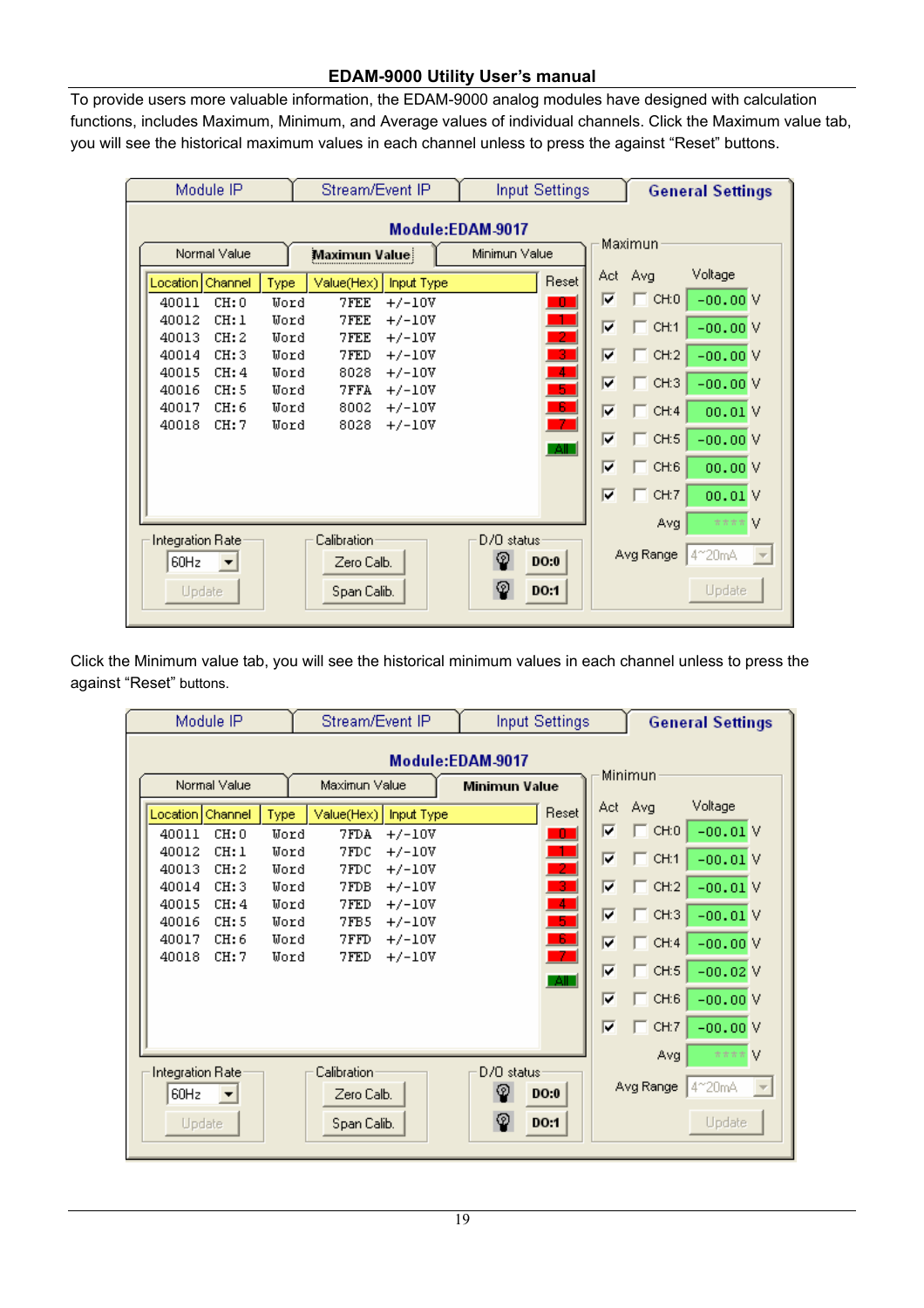To provide users more valuable information, the EDAM-9000 analog modules have designed with calculation functions, includes Maximum, Minimum, and Average values of individual channels. Click the Maximum value tab, you will see the historical maximum values in each channel unless to press the against "Reset" buttons.

Module IP | Stream/Event IP | Input Settings | General Settings

Module:EDAM-9017

Normal Value | Maximun Value | Minimun Value

| Location | Channel | Type | Value(Hex) | Input Type |
|---|---|---|---|---|
| 40011 | CH:0 | Word | 7FEE | +/-10V |
| 40012 | CH:1 | Word | 7FEE | +/-10V |
| 40013 | CH:2 | Word | 7FEE | +/-10V |
| 40014 | CH:3 | Word | 7FED | +/-10V |
| 40015 | CH:4 | Word | 8028 | +/-10V |
| 40016 | CH:5 | Word | 7FFA | +/-10V |
| 40017 | CH:6 | Word | 8002 | +/-10V |
| 40018 | CH:7 | Word | 8028 | +/-10V |

Reset: 0 1 2 3 4 5 6 7 All

Maximun

| Act | Avg | | Voltage |
|---|---|---|---|
| ☑ | ☐ | CH:0 | -00.00 V |
| ☑ | ☐ | CH:1 | -00.00 V |
| ☑ | ☐ | CH:2 | -00.00 V |
| ☑ | ☐ | CH:3 | -00.00 V |
| ☑ | ☐ | CH:4 | 00.01 V |
| ☑ | ☐ | CH:5 | -00.00 V |
| ☑ | ☐ | CH:6 | 00.00 V |
| ☑ | ☐ | CH:7 | 00.01 V |
| | | Avg | **** V |

Avg Range: 4~20mA — Update

Integration Rate: 60Hz — Update

Calibration: Zero Calb. / Span Calib.

D/O status: DO:0 / DO:1

Click the Minimum value tab, you will see the historical minimum values in each channel unless to press the against "Reset" buttons.

Module IP | Stream/Event IP | Input Settings | General Settings

Module:EDAM-9017

Normal Value | Maximun Value | Minimun Value

| Location | Channel | Type | Value(Hex) | Input Type |
|---|---|---|---|---|
| 40011 | CH:0 | Word | 7FDA | +/-10V |
| 40012 | CH:1 | Word | 7FDC | +/-10V |
| 40013 | CH:2 | Word | 7FDC | +/-10V |
| 40014 | CH:3 | Word | 7FDB | +/-10V |
| 40015 | CH:4 | Word | 7FED | +/-10V |
| 40016 | CH:5 | Word | 7FB5 | +/-10V |
| 40017 | CH:6 | Word | 7FFD | +/-10V |
| 40018 | CH:7 | Word | 7FED | +/-10V |

Reset: 0 1 2 3 4 5 6 7 All

Minimun

| Act | Avg | | Voltage |
|---|---|---|---|
| ☑ | ☐ | CH:0 | -00.01 V |
| ☑ | ☐ | CH:1 | -00.01 V |
| ☑ | ☐ | CH:2 | -00.01 V |
| ☑ | ☐ | CH:3 | -00.01 V |
| ☑ | ☐ | CH:4 | -00.00 V |
| ☑ | ☐ | CH:5 | -00.02 V |
| ☑ | ☐ | CH:6 | -00.00 V |
| ☑ | ☐ | CH:7 | -00.00 V |
| | | Avg | **** V |

Avg Range: 4~20mA — Update

Integration Rate: 60Hz — Update

Calibration: Zero Calb. / Span Calib.

D/O status: DO:0 / DO:1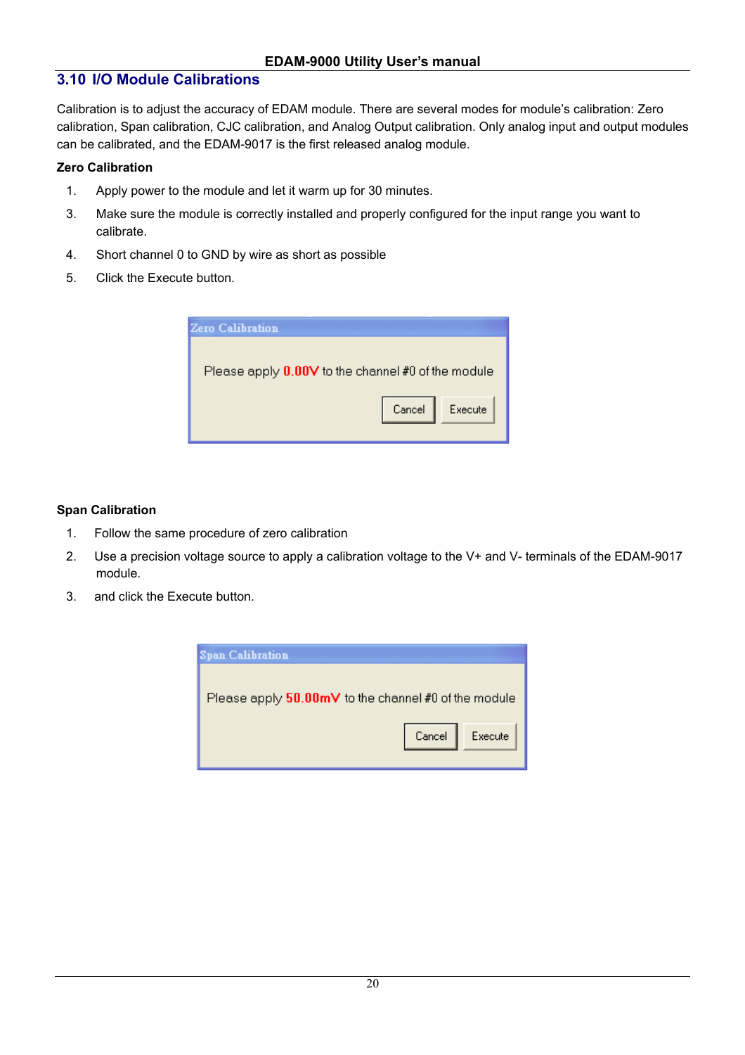## 3.10 I/O Module Calibrations

Calibration is to adjust the accuracy of EDAM module. There are several modes for module's calibration: Zero calibration, Span calibration, CJC calibration, and Analog Output calibration. Only analog input and output modules can be calibrated, and the EDAM-9017 is the first released analog module.

**Zero Calibration**

1. Apply power to the module and let it warm up for 30 minutes.
3. Make sure the module is correctly installed and properly configured for the input range you want to calibrate.
4. Short channel 0 to GND by wire as short as possible
5. Click the Execute button.

**Span Calibration**

1. Follow the same procedure of zero calibration
2. Use a precision voltage source to apply a calibration voltage to the V+ and V- terminals of the EDAM-9017 module.
3. and click the Execute button.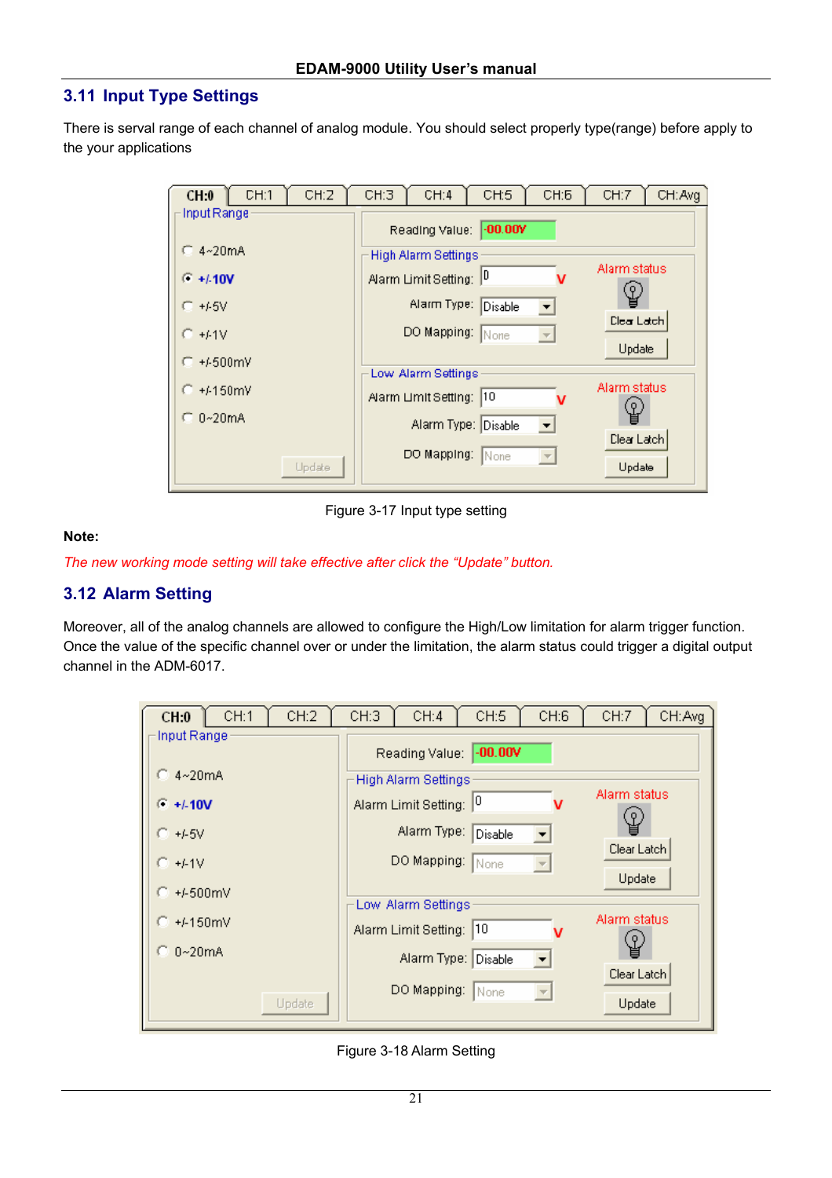## 3.11 Input Type Settings

There is serval range of each channel of analog module. You should select properly type(range) before apply to the your applications

Figure 3-17 Input type setting

**Note:**

*The new working mode setting will take effective after click the "Update" button.*

## 3.12 Alarm Setting

Moreover, all of the analog channels are allowed to configure the High/Low limitation for alarm trigger function. Once the value of the specific channel over or under the limitation, the alarm status could trigger a digital output channel in the ADM-6017.

Figure 3-18 Alarm Setting